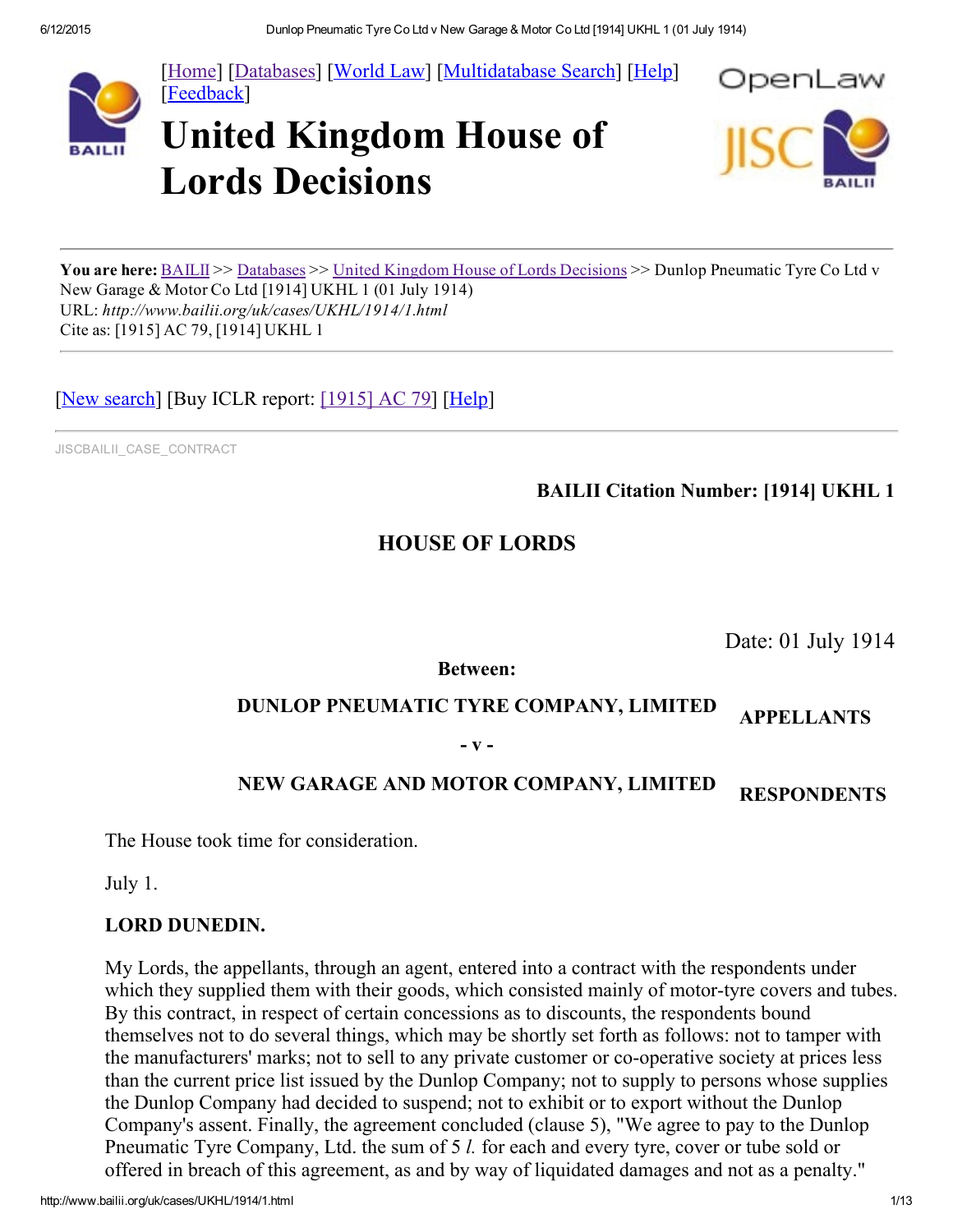[[Home](#)] [[Databases](#)] [[World Law](#)] [[Multidatabase Search](#)] [[Help](#)] [[Feedback](#)]

# United Kingdom House of Lords Decisions

**You are here:** BAILII >> Databases >> United Kingdom House of Lords Decisions >> Dunlop Pneumatic Tyre Co Ltd v New Garage & Motor Co Ltd [1914] UKHL 1 (01 July 1914)
URL: *http://www.bailii.org/uk/cases/UKHL/1914/1.html*
Cite as: [1915] AC 79, [1914] UKHL 1

[New search] [Buy ICLR report: [1915] AC 79] [Help]

JISCBAILII_CASE_CONTRACT

**BAILII Citation Number: [1914] UKHL 1**

## HOUSE OF LORDS

Date: 01 July 1914

**Between:**

**DUNLOP PNEUMATIC TYRE COMPANY, LIMITED** — **APPELLANTS**

**- v -**

**NEW GARAGE AND MOTOR COMPANY, LIMITED** — **RESPONDENTS**

The House took time for consideration.

July 1.

**LORD DUNEDIN.**

My Lords, the appellants, through an agent, entered into a contract with the respondents under which they supplied them with their goods, which consisted mainly of motor-tyre covers and tubes. By this contract, in respect of certain concessions as to discounts, the respondents bound themselves not to do several things, which may be shortly set forth as follows: not to tamper with the manufacturers' marks; not to sell to any private customer or co-operative society at prices less than the current price list issued by the Dunlop Company; not to supply to persons whose supplies the Dunlop Company had decided to suspend; not to exhibit or to export without the Dunlop Company's assent. Finally, the agreement concluded (clause 5), "We agree to pay to the Dunlop Pneumatic Tyre Company, Ltd. the sum of 5 *l.* for each and every tyre, cover or tube sold or offered in breach of this agreement, as and by way of liquidated damages and not as a penalty."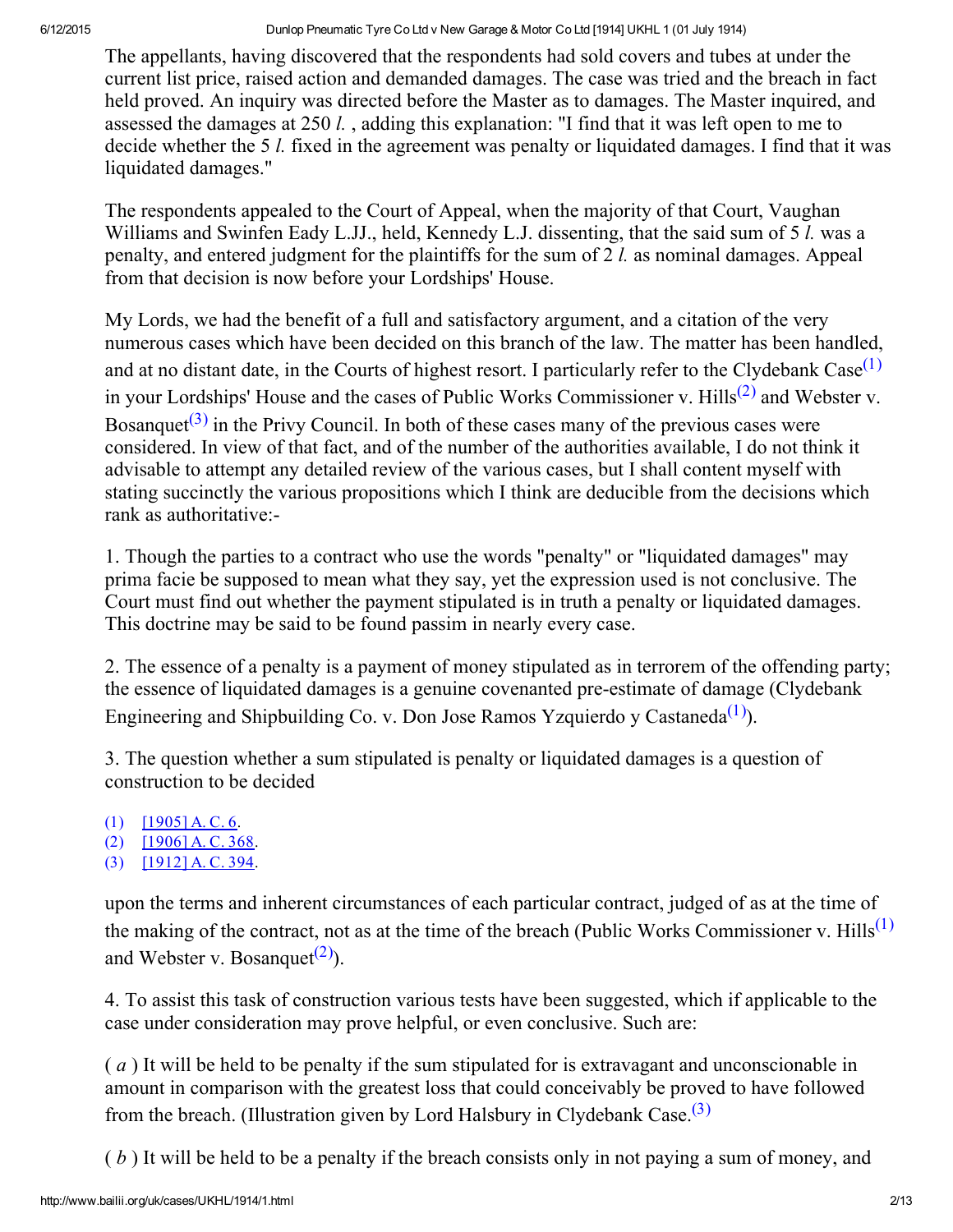The appellants, having discovered that the respondents had sold covers and tubes at under the current list price, raised action and demanded damages. The case was tried and the breach in fact held proved. An inquiry was directed before the Master as to damages. The Master inquired, and assessed the damages at 250 *l.* , adding this explanation: "I find that it was left open to me to decide whether the 5 *l.* fixed in the agreement was penalty or liquidated damages. I find that it was liquidated damages."

The respondents appealed to the Court of Appeal, when the majority of that Court, Vaughan Williams and Swinfen Eady L.JJ., held, Kennedy L.J. dissenting, that the said sum of 5 *l.* was a penalty, and entered judgment for the plaintiffs for the sum of 2 *l.* as nominal damages. Appeal from that decision is now before your Lordships' House.

My Lords, we had the benefit of a full and satisfactory argument, and a citation of the very numerous cases which have been decided on this branch of the law. The matter has been handled, and at no distant date, in the Courts of highest resort. I particularly refer to the Clydebank Case[(1)] in your Lordships' House and the cases of Public Works Commissioner v. Hills[(2)] and Webster v. Bosanquet[(3)] in the Privy Council. In both of these cases many of the previous cases were considered. In view of that fact, and of the number of the authorities available, I do not think it advisable to attempt any detailed review of the various cases, but I shall content myself with stating succinctly the various propositions which I think are deducible from the decisions which rank as authoritative:-

1. Though the parties to a contract who use the words "penalty" or "liquidated damages" may prima facie be supposed to mean what they say, yet the expression used is not conclusive. The Court must find out whether the payment stipulated is in truth a penalty or liquidated damages. This doctrine may be said to be found passim in nearly every case.

2. The essence of a penalty is a payment of money stipulated as in terrorem of the offending party; the essence of liquidated damages is a genuine covenanted pre-estimate of damage (Clydebank Engineering and Shipbuilding Co. v. Don Jose Ramos Yzquierdo y Castaneda[(1)]).

3. The question whether a sum stipulated is penalty or liquidated damages is a question of construction to be decided

(1) [1905] A. C. 6.
(2) [1906] A. C. 368.
(3) [1912] A. C. 394.

upon the terms and inherent circumstances of each particular contract, judged of as at the time of the making of the contract, not as at the time of the breach (Public Works Commissioner v. Hills[(1)] and Webster v. Bosanquet[(2)]).

4. To assist this task of construction various tests have been suggested, which if applicable to the case under consideration may prove helpful, or even conclusive. Such are:

( *a* ) It will be held to be penalty if the sum stipulated for is extravagant and unconscionable in amount in comparison with the greatest loss that could conceivably be proved to have followed from the breach. (Illustration given by Lord Halsbury in Clydebank Case.[(3)]

( *b* ) It will be held to be a penalty if the breach consists only in not paying a sum of money, and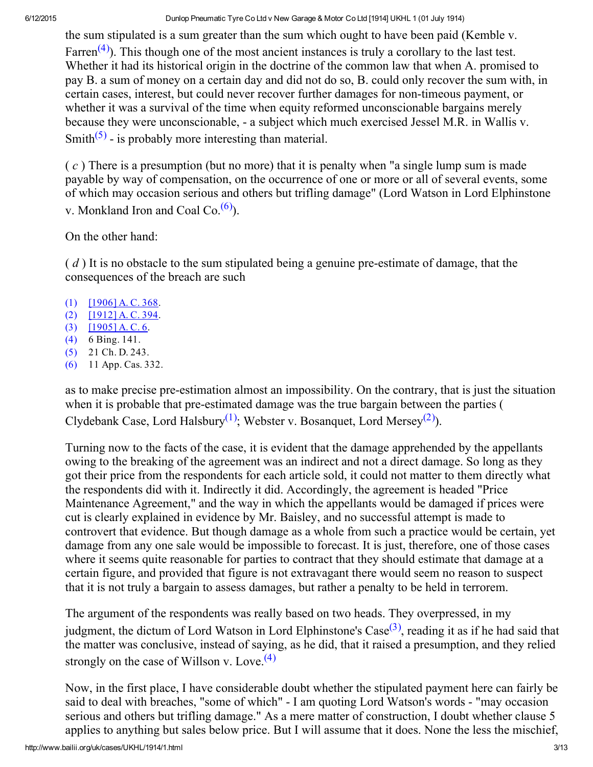the sum stipulated is a sum greater than the sum which ought to have been paid (Kemble v. Farren[(4)]). This though one of the most ancient instances is truly a corollary to the last test. Whether it had its historical origin in the doctrine of the common law that when A. promised to pay B. a sum of money on a certain day and did not do so, B. could only recover the sum with, in certain cases, interest, but could never recover further damages for non-timeous payment, or whether it was a survival of the time when equity reformed unconscionable bargains merely because they were unconscionable, - a subject which much exercised Jessel M.R. in Wallis v. Smith[(5)] - is probably more interesting than material.

( *c* ) There is a presumption (but no more) that it is penalty when "a single lump sum is made payable by way of compensation, on the occurrence of one or more or all of several events, some of which may occasion serious and others but trifling damage" (Lord Watson in Lord Elphinstone v. Monkland Iron and Coal Co.[(6)]).

On the other hand:

( *d* ) It is no obstacle to the sum stipulated being a genuine pre-estimate of damage, that the consequences of the breach are such

(1) [1906] A. C. 368.
(2) [1912] A. C. 394.
(3) [1905] A. C. 6.
(4) 6 Bing. 141.
(5) 21 Ch. D. 243.
(6) 11 App. Cas. 332.

as to make precise pre-estimation almost an impossibility. On the contrary, that is just the situation when it is probable that pre-estimated damage was the true bargain between the parties ( Clydebank Case, Lord Halsbury[(1)]; Webster v. Bosanquet, Lord Mersey[(2)]).

Turning now to the facts of the case, it is evident that the damage apprehended by the appellants owing to the breaking of the agreement was an indirect and not a direct damage. So long as they got their price from the respondents for each article sold, it could not matter to them directly what the respondents did with it. Indirectly it did. Accordingly, the agreement is headed "Price Maintenance Agreement," and the way in which the appellants would be damaged if prices were cut is clearly explained in evidence by Mr. Baisley, and no successful attempt is made to controvert that evidence. But though damage as a whole from such a practice would be certain, yet damage from any one sale would be impossible to forecast. It is just, therefore, one of those cases where it seems quite reasonable for parties to contract that they should estimate that damage at a certain figure, and provided that figure is not extravagant there would seem no reason to suspect that it is not truly a bargain to assess damages, but rather a penalty to be held in terrorem.

The argument of the respondents was really based on two heads. They overpressed, in my judgment, the dictum of Lord Watson in Lord Elphinstone's Case[(3)], reading it as if he had said that the matter was conclusive, instead of saying, as he did, that it raised a presumption, and they relied strongly on the case of Willson v. Love.[(4)]

Now, in the first place, I have considerable doubt whether the stipulated payment here can fairly be said to deal with breaches, "some of which" - I am quoting Lord Watson's words - "may occasion serious and others but trifling damage." As a mere matter of construction, I doubt whether clause 5 applies to anything but sales below price. But I will assume that it does. None the less the mischief,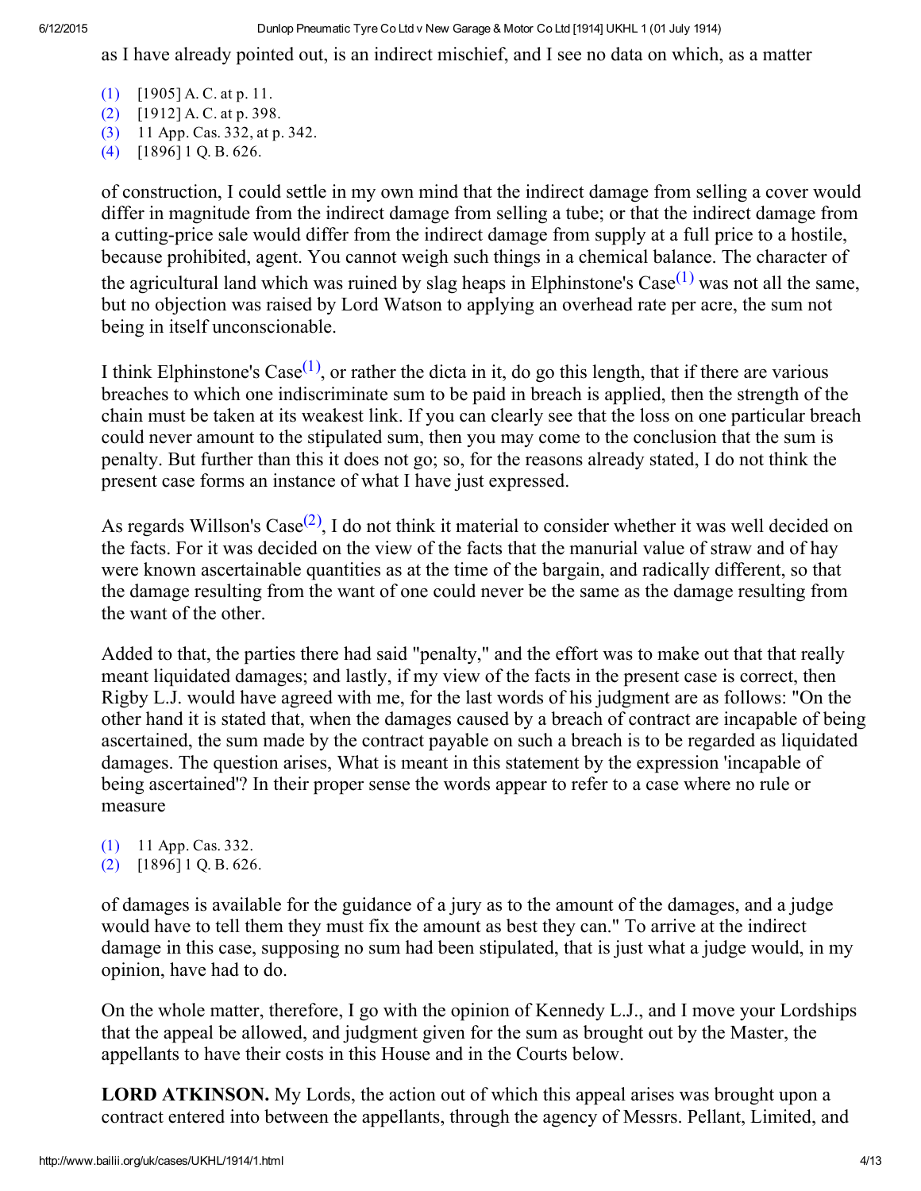as I have already pointed out, is an indirect mischief, and I see no data on which, as a matter

(1) [1905] A. C. at p. 11.
(2) [1912] A. C. at p. 398.
(3) 11 App. Cas. 332, at p. 342.
(4) [1896] 1 Q. B. 626.

of construction, I could settle in my own mind that the indirect damage from selling a cover would differ in magnitude from the indirect damage from selling a tube; or that the indirect damage from a cutting-price sale would differ from the indirect damage from supply at a full price to a hostile, because prohibited, agent. You cannot weigh such things in a chemical balance. The character of the agricultural land which was ruined by slag heaps in Elphinstone's Case[1] was not all the same, but no objection was raised by Lord Watson to applying an overhead rate per acre, the sum not being in itself unconscionable.

I think Elphinstone's Case[1], or rather the dicta in it, do go this length, that if there are various breaches to which one indiscriminate sum to be paid in breach is applied, then the strength of the chain must be taken at its weakest link. If you can clearly see that the loss on one particular breach could never amount to the stipulated sum, then you may come to the conclusion that the sum is penalty. But further than this it does not go; so, for the reasons already stated, I do not think the present case forms an instance of what I have just expressed.

As regards Willson's Case[2], I do not think it material to consider whether it was well decided on the facts. For it was decided on the view of the facts that the manurial value of straw and of hay were known ascertainable quantities as at the time of the bargain, and radically different, so that the damage resulting from the want of one could never be the same as the damage resulting from the want of the other.

Added to that, the parties there had said "penalty," and the effort was to make out that that really meant liquidated damages; and lastly, if my view of the facts in the present case is correct, then Rigby L.J. would have agreed with me, for the last words of his judgment are as follows: "On the other hand it is stated that, when the damages caused by a breach of contract are incapable of being ascertained, the sum made by the contract payable on such a breach is to be regarded as liquidated damages. The question arises, What is meant in this statement by the expression 'incapable of being ascertained'? In their proper sense the words appear to refer to a case where no rule or measure

(1) 11 App. Cas. 332.
(2) [1896] 1 Q. B. 626.

of damages is available for the guidance of a jury as to the amount of the damages, and a judge would have to tell them they must fix the amount as best they can." To arrive at the indirect damage in this case, supposing no sum had been stipulated, that is just what a judge would, in my opinion, have had to do.

On the whole matter, therefore, I go with the opinion of Kennedy L.J., and I move your Lordships that the appeal be allowed, and judgment given for the sum as brought out by the Master, the appellants to have their costs in this House and in the Courts below.

**LORD ATKINSON.** My Lords, the action out of which this appeal arises was brought upon a contract entered into between the appellants, through the agency of Messrs. Pellant, Limited, and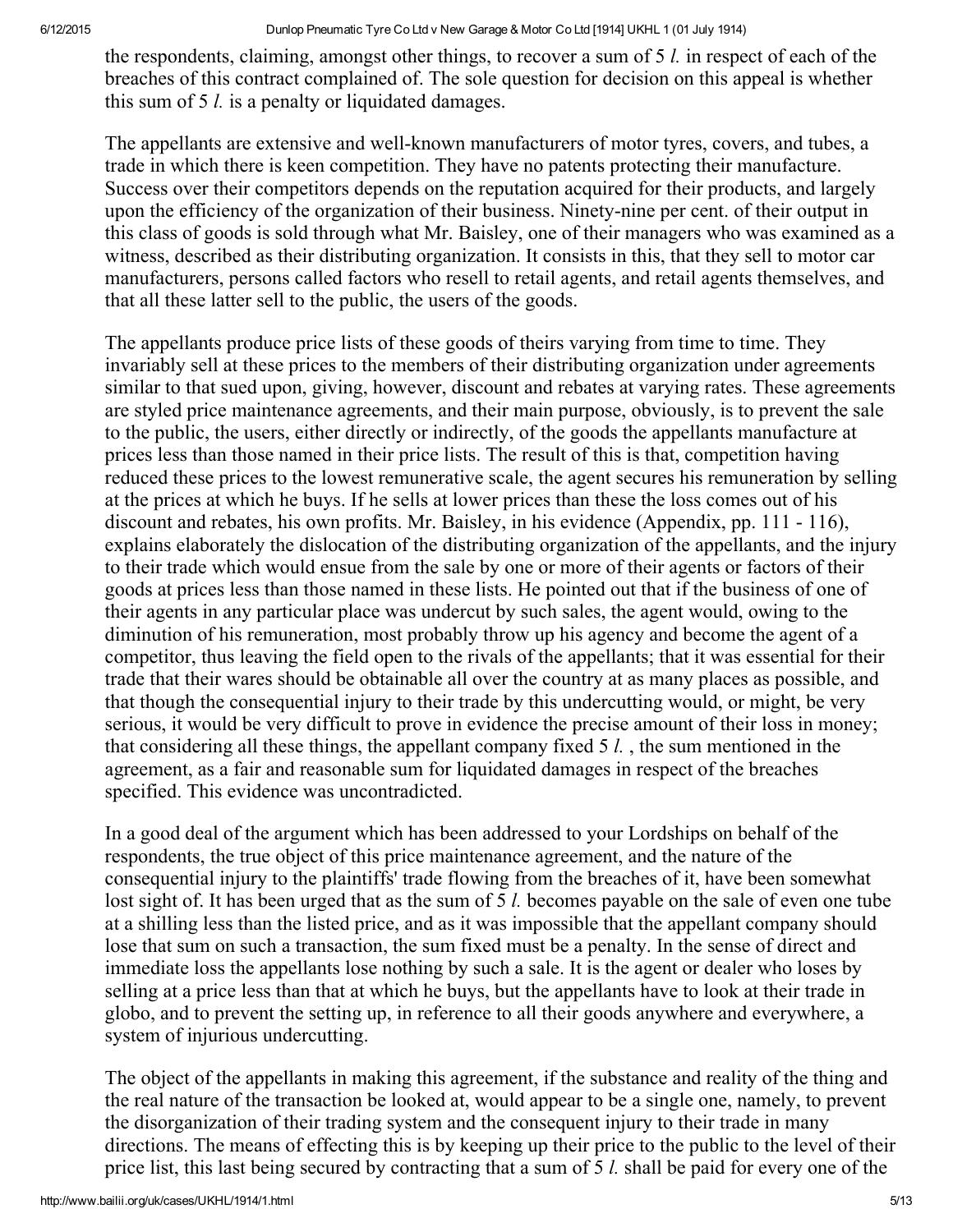the respondents, claiming, amongst other things, to recover a sum of 5 *l.* in respect of each of the breaches of this contract complained of. The sole question for decision on this appeal is whether this sum of 5 *l.* is a penalty or liquidated damages.

The appellants are extensive and well-known manufacturers of motor tyres, covers, and tubes, a trade in which there is keen competition. They have no patents protecting their manufacture. Success over their competitors depends on the reputation acquired for their products, and largely upon the efficiency of the organization of their business. Ninety-nine per cent. of their output in this class of goods is sold through what Mr. Baisley, one of their managers who was examined as a witness, described as their distributing organization. It consists in this, that they sell to motor car manufacturers, persons called factors who resell to retail agents, and retail agents themselves, and that all these latter sell to the public, the users of the goods.

The appellants produce price lists of these goods of theirs varying from time to time. They invariably sell at these prices to the members of their distributing organization under agreements similar to that sued upon, giving, however, discount and rebates at varying rates. These agreements are styled price maintenance agreements, and their main purpose, obviously, is to prevent the sale to the public, the users, either directly or indirectly, of the goods the appellants manufacture at prices less than those named in their price lists. The result of this is that, competition having reduced these prices to the lowest remunerative scale, the agent secures his remuneration by selling at the prices at which he buys. If he sells at lower prices than these the loss comes out of his discount and rebates, his own profits. Mr. Baisley, in his evidence (Appendix, pp. 111 - 116), explains elaborately the dislocation of the distributing organization of the appellants, and the injury to their trade which would ensue from the sale by one or more of their agents or factors of their goods at prices less than those named in these lists. He pointed out that if the business of one of their agents in any particular place was undercut by such sales, the agent would, owing to the diminution of his remuneration, most probably throw up his agency and become the agent of a competitor, thus leaving the field open to the rivals of the appellants; that it was essential for their trade that their wares should be obtainable all over the country at as many places as possible, and that though the consequential injury to their trade by this undercutting would, or might, be very serious, it would be very difficult to prove in evidence the precise amount of their loss in money; that considering all these things, the appellant company fixed 5 *l.* , the sum mentioned in the agreement, as a fair and reasonable sum for liquidated damages in respect of the breaches specified. This evidence was uncontradicted.

In a good deal of the argument which has been addressed to your Lordships on behalf of the respondents, the true object of this price maintenance agreement, and the nature of the consequential injury to the plaintiffs' trade flowing from the breaches of it, have been somewhat lost sight of. It has been urged that as the sum of 5 *l.* becomes payable on the sale of even one tube at a shilling less than the listed price, and as it was impossible that the appellant company should lose that sum on such a transaction, the sum fixed must be a penalty. In the sense of direct and immediate loss the appellants lose nothing by such a sale. It is the agent or dealer who loses by selling at a price less than that at which he buys, but the appellants have to look at their trade in globo, and to prevent the setting up, in reference to all their goods anywhere and everywhere, a system of injurious undercutting.

The object of the appellants in making this agreement, if the substance and reality of the thing and the real nature of the transaction be looked at, would appear to be a single one, namely, to prevent the disorganization of their trading system and the consequent injury to their trade in many directions. The means of effecting this is by keeping up their price to the public to the level of their price list, this last being secured by contracting that a sum of 5 *l.* shall be paid for every one of the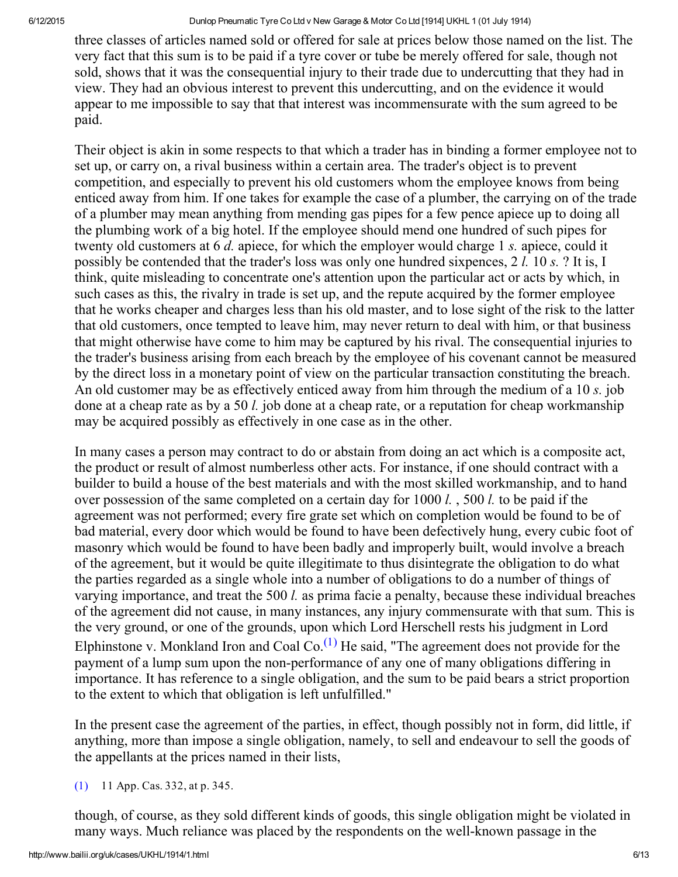three classes of articles named sold or offered for sale at prices below those named on the list. The very fact that this sum is to be paid if a tyre cover or tube be merely offered for sale, though not sold, shows that it was the consequential injury to their trade due to undercutting that they had in view. They had an obvious interest to prevent this undercutting, and on the evidence it would appear to me impossible to say that that interest was incommensurate with the sum agreed to be paid.

Their object is akin in some respects to that which a trader has in binding a former employee not to set up, or carry on, a rival business within a certain area. The trader's object is to prevent competition, and especially to prevent his old customers whom the employee knows from being enticed away from him. If one takes for example the case of a plumber, the carrying on of the trade of a plumber may mean anything from mending gas pipes for a few pence apiece up to doing all the plumbing work of a big hotel. If the employee should mend one hundred of such pipes for twenty old customers at 6 *d.* apiece, for which the employer would charge 1 *s.* apiece, could it possibly be contended that the trader's loss was only one hundred sixpences, 2 *l.* 10 *s.* ? It is, I think, quite misleading to concentrate one's attention upon the particular act or acts by which, in such cases as this, the rivalry in trade is set up, and the repute acquired by the former employee that he works cheaper and charges less than his old master, and to lose sight of the risk to the latter that old customers, once tempted to leave him, may never return to deal with him, or that business that might otherwise have come to him may be captured by his rival. The consequential injuries to the trader's business arising from each breach by the employee of his covenant cannot be measured by the direct loss in a monetary point of view on the particular transaction constituting the breach. An old customer may be as effectively enticed away from him through the medium of a 10 *s.* job done at a cheap rate as by a 50 *l.* job done at a cheap rate, or a reputation for cheap workmanship may be acquired possibly as effectively in one case as in the other.

In many cases a person may contract to do or abstain from doing an act which is a composite act, the product or result of almost numberless other acts. For instance, if one should contract with a builder to build a house of the best materials and with the most skilled workmanship, and to hand over possession of the same completed on a certain day for 1000 *l.* , 500 *l.* to be paid if the agreement was not performed; every fire grate set which on completion would be found to be of bad material, every door which would be found to have been defectively hung, every cubic foot of masonry which would be found to have been badly and improperly built, would involve a breach of the agreement, but it would be quite illegitimate to thus disintegrate the obligation to do what the parties regarded as a single whole into a number of obligations to do a number of things of varying importance, and treat the 500 *l.* as prima facie a penalty, because these individual breaches of the agreement did not cause, in many instances, any injury commensurate with that sum. This is the very ground, or one of the grounds, upon which Lord Herschell rests his judgment in Lord Elphinstone v. Monkland Iron and Coal Co.[(1)] He said, "The agreement does not provide for the payment of a lump sum upon the non-performance of any one of many obligations differing in importance. It has reference to a single obligation, and the sum to be paid bears a strict proportion to the extent to which that obligation is left unfulfilled."

In the present case the agreement of the parties, in effect, though possibly not in form, did little, if anything, more than impose a single obligation, namely, to sell and endeavour to sell the goods of the appellants at the prices named in their lists,

(1) 11 App. Cas. 332, at p. 345.

though, of course, as they sold different kinds of goods, this single obligation might be violated in many ways. Much reliance was placed by the respondents on the well-known passage in the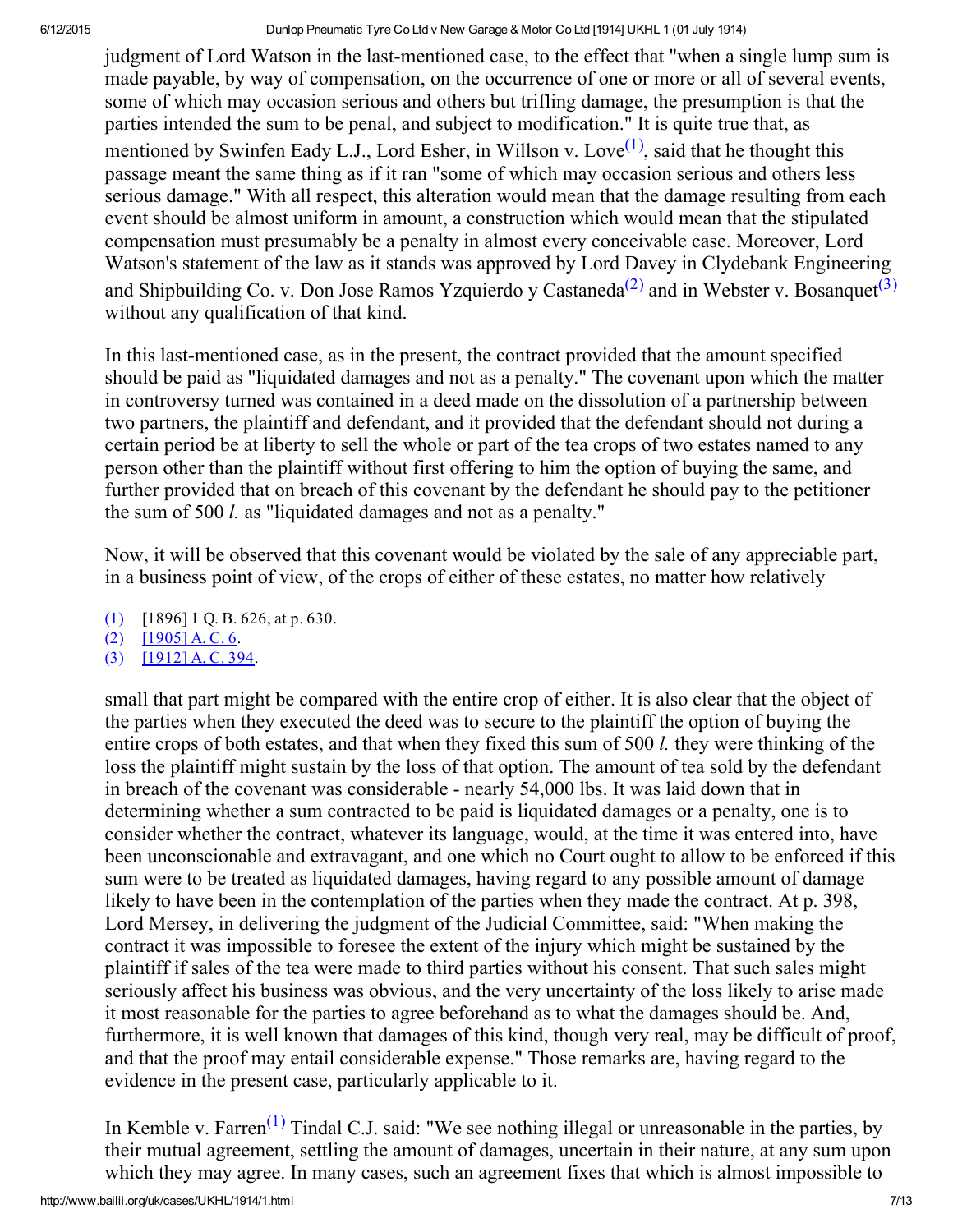judgment of Lord Watson in the last-mentioned case, to the effect that "when a single lump sum is made payable, by way of compensation, on the occurrence of one or more or all of several events, some of which may occasion serious and others but trifling damage, the presumption is that the parties intended the sum to be penal, and subject to modification." It is quite true that, as mentioned by Swinfen Eady L.J., Lord Esher, in Willson v. Love[(1)], said that he thought this passage meant the same thing as if it ran "some of which may occasion serious and others less serious damage." With all respect, this alteration would mean that the damage resulting from each event should be almost uniform in amount, a construction which would mean that the stipulated compensation must presumably be a penalty in almost every conceivable case. Moreover, Lord Watson's statement of the law as it stands was approved by Lord Davey in Clydebank Engineering and Shipbuilding Co. v. Don Jose Ramos Yzquierdo y Castaneda[(2)] and in Webster v. Bosanquet[(3)] without any qualification of that kind.

In this last-mentioned case, as in the present, the contract provided that the amount specified should be paid as "liquidated damages and not as a penalty." The covenant upon which the matter in controversy turned was contained in a deed made on the dissolution of a partnership between two partners, the plaintiff and defendant, and it provided that the defendant should not during a certain period be at liberty to sell the whole or part of the tea crops of two estates named to any person other than the plaintiff without first offering to him the option of buying the same, and further provided that on breach of this covenant by the defendant he should pay to the petitioner the sum of 500 *l.* as "liquidated damages and not as a penalty."

Now, it will be observed that this covenant would be violated by the sale of any appreciable part, in a business point of view, of the crops of either of these estates, no matter how relatively small that part might be compared with the entire crop of either. It is also clear that the object of the parties when they executed the deed was to secure to the plaintiff the option of buying the entire crops of both estates, and that when they fixed this sum of 500 *l.* they were thinking of the loss the plaintiff might sustain by the loss of that option. The amount of tea sold by the defendant in breach of the covenant was considerable - nearly 54,000 lbs. It was laid down that in determining whether a sum contracted to be paid is liquidated damages or a penalty, one is to consider whether the contract, whatever its language, would, at the time it was entered into, have been unconscionable and extravagant, and one which no Court ought to allow to be enforced if this sum were to be treated as liquidated damages, having regard to any possible amount of damage likely to have been in the contemplation of the parties when they made the contract. At p. 398, Lord Mersey, in delivering the judgment of the Judicial Committee, said: "When making the contract it was impossible to foresee the extent of the injury which might be sustained by the plaintiff if sales of the tea were made to third parties without his consent. That such sales might seriously affect his business was obvious, and the very uncertainty of the loss likely to arise made it most reasonable for the parties to agree beforehand as to what the damages should be. And, furthermore, it is well known that damages of this kind, though very real, may be difficult of proof, and that the proof may entail considerable expense." Those remarks are, having regard to the evidence in the present case, particularly applicable to it.

In Kemble v. Farren[(1)] Tindal C.J. said: "We see nothing illegal or unreasonable in the parties, by their mutual agreement, settling the amount of damages, uncertain in their nature, at any sum upon which they may agree. In many cases, such an agreement fixes that which is almost impossible to

(1) [1896] 1 Q. B. 626, at p. 630.
(2) [1905] A. C. 6.
(3) [1912] A. C. 394.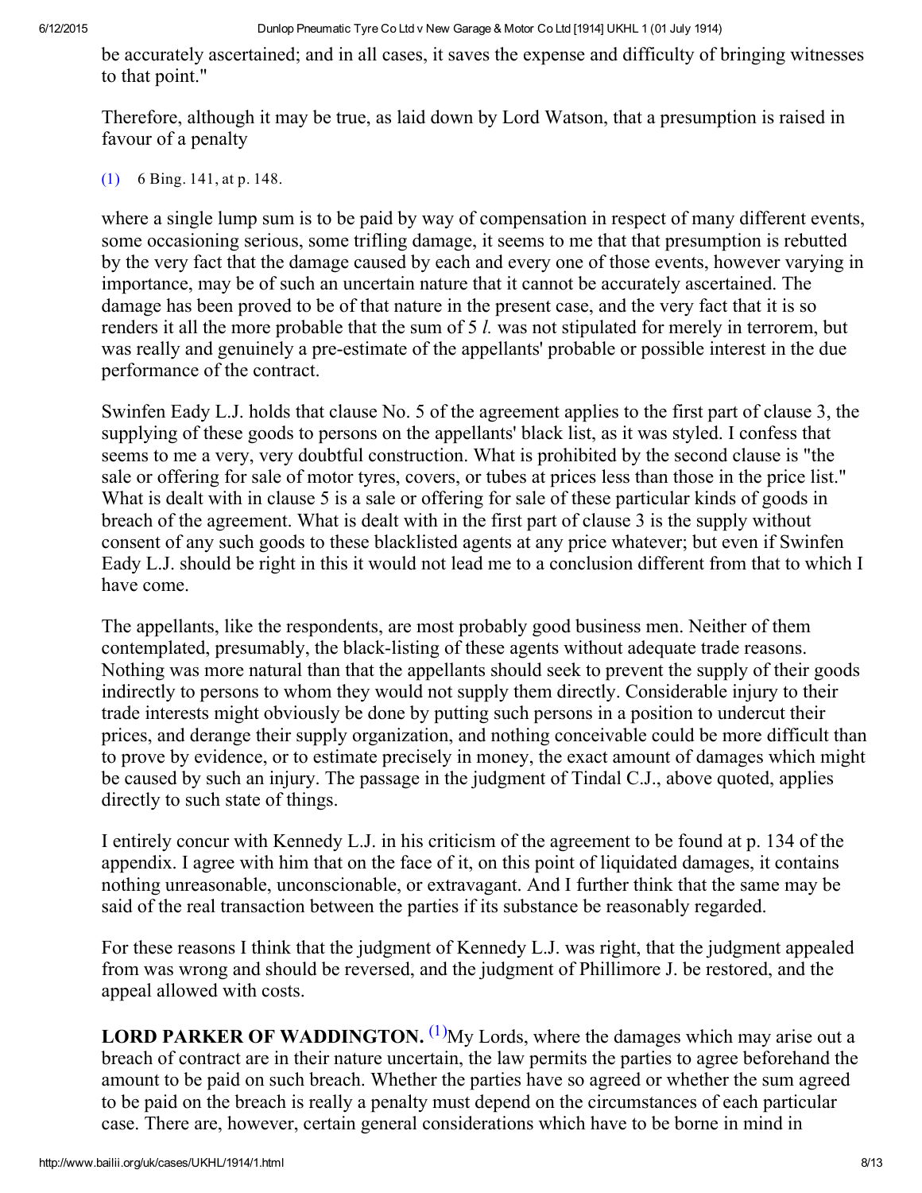be accurately ascertained; and in all cases, it saves the expense and difficulty of bringing witnesses to that point."

Therefore, although it may be true, as laid down by Lord Watson, that a presumption is raised in favour of a penalty

(1) 6 Bing. 141, at p. 148.

where a single lump sum is to be paid by way of compensation in respect of many different events, some occasioning serious, some trifling damage, it seems to me that that presumption is rebutted by the very fact that the damage caused by each and every one of those events, however varying in importance, may be of such an uncertain nature that it cannot be accurately ascertained. The damage has been proved to be of that nature in the present case, and the very fact that it is so renders it all the more probable that the sum of 5 *l.* was not stipulated for merely in terrorem, but was really and genuinely a pre-estimate of the appellants' probable or possible interest in the due performance of the contract.

Swinfen Eady L.J. holds that clause No. 5 of the agreement applies to the first part of clause 3, the supplying of these goods to persons on the appellants' black list, as it was styled. I confess that seems to me a very, very doubtful construction. What is prohibited by the second clause is "the sale or offering for sale of motor tyres, covers, or tubes at prices less than those in the price list." What is dealt with in clause 5 is a sale or offering for sale of these particular kinds of goods in breach of the agreement. What is dealt with in the first part of clause 3 is the supply without consent of any such goods to these blacklisted agents at any price whatever; but even if Swinfen Eady L.J. should be right in this it would not lead me to a conclusion different from that to which I have come.

The appellants, like the respondents, are most probably good business men. Neither of them contemplated, presumably, the black-listing of these agents without adequate trade reasons. Nothing was more natural than that the appellants should seek to prevent the supply of their goods indirectly to persons to whom they would not supply them directly. Considerable injury to their trade interests might obviously be done by putting such persons in a position to undercut their prices, and derange their supply organization, and nothing conceivable could be more difficult than to prove by evidence, or to estimate precisely in money, the exact amount of damages which might be caused by such an injury. The passage in the judgment of Tindal C.J., above quoted, applies directly to such state of things.

I entirely concur with Kennedy L.J. in his criticism of the agreement to be found at p. 134 of the appendix. I agree with him that on the face of it, on this point of liquidated damages, it contains nothing unreasonable, unconscionable, or extravagant. And I further think that the same may be said of the real transaction between the parties if its substance be reasonably regarded.

For these reasons I think that the judgment of Kennedy L.J. was right, that the judgment appealed from was wrong and should be reversed, and the judgment of Phillimore J. be restored, and the appeal allowed with costs.

**LORD PARKER OF WADDINGTON.** [1]My Lords, where the damages which may arise out a breach of contract are in their nature uncertain, the law permits the parties to agree beforehand the amount to be paid on such breach. Whether the parties have so agreed or whether the sum agreed to be paid on the breach is really a penalty must depend on the circumstances of each particular case. There are, however, certain general considerations which have to be borne in mind in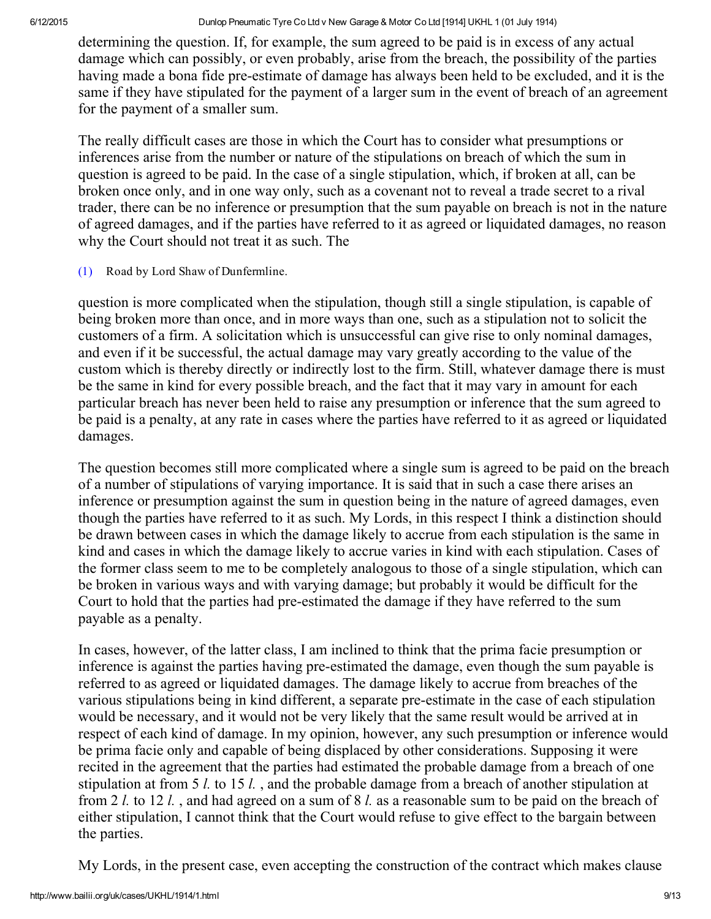determining the question. If, for example, the sum agreed to be paid is in excess of any actual damage which can possibly, or even probably, arise from the breach, the possibility of the parties having made a bona fide pre-estimate of damage has always been held to be excluded, and it is the same if they have stipulated for the payment of a larger sum in the event of breach of an agreement for the payment of a smaller sum.

The really difficult cases are those in which the Court has to consider what presumptions or inferences arise from the number or nature of the stipulations on breach of which the sum in question is agreed to be paid. In the case of a single stipulation, which, if broken at all, can be broken once only, and in one way only, such as a covenant not to reveal a trade secret to a rival trader, there can be no inference or presumption that the sum payable on breach is not in the nature of agreed damages, and if the parties have referred to it as agreed or liquidated damages, no reason why the Court should not treat it as such. The

(1) Road by Lord Shaw of Dunfermline.

question is more complicated when the stipulation, though still a single stipulation, is capable of being broken more than once, and in more ways than one, such as a stipulation not to solicit the customers of a firm. A solicitation which is unsuccessful can give rise to only nominal damages, and even if it be successful, the actual damage may vary greatly according to the value of the custom which is thereby directly or indirectly lost to the firm. Still, whatever damage there is must be the same in kind for every possible breach, and the fact that it may vary in amount for each particular breach has never been held to raise any presumption or inference that the sum agreed to be paid is a penalty, at any rate in cases where the parties have referred to it as agreed or liquidated damages.

The question becomes still more complicated where a single sum is agreed to be paid on the breach of a number of stipulations of varying importance. It is said that in such a case there arises an inference or presumption against the sum in question being in the nature of agreed damages, even though the parties have referred to it as such. My Lords, in this respect I think a distinction should be drawn between cases in which the damage likely to accrue from each stipulation is the same in kind and cases in which the damage likely to accrue varies in kind with each stipulation. Cases of the former class seem to me to be completely analogous to those of a single stipulation, which can be broken in various ways and with varying damage; but probably it would be difficult for the Court to hold that the parties had pre-estimated the damage if they have referred to the sum payable as a penalty.

In cases, however, of the latter class, I am inclined to think that the prima facie presumption or inference is against the parties having pre-estimated the damage, even though the sum payable is referred to as agreed or liquidated damages. The damage likely to accrue from breaches of the various stipulations being in kind different, a separate pre-estimate in the case of each stipulation would be necessary, and it would not be very likely that the same result would be arrived at in respect of each kind of damage. In my opinion, however, any such presumption or inference would be prima facie only and capable of being displaced by other considerations. Supposing it were recited in the agreement that the parties had estimated the probable damage from a breach of one stipulation at from 5 *l.* to 15 *l.* , and the probable damage from a breach of another stipulation at from 2 *l.* to 12 *l.* , and had agreed on a sum of 8 *l.* as a reasonable sum to be paid on the breach of either stipulation, I cannot think that the Court would refuse to give effect to the bargain between the parties.

My Lords, in the present case, even accepting the construction of the contract which makes clause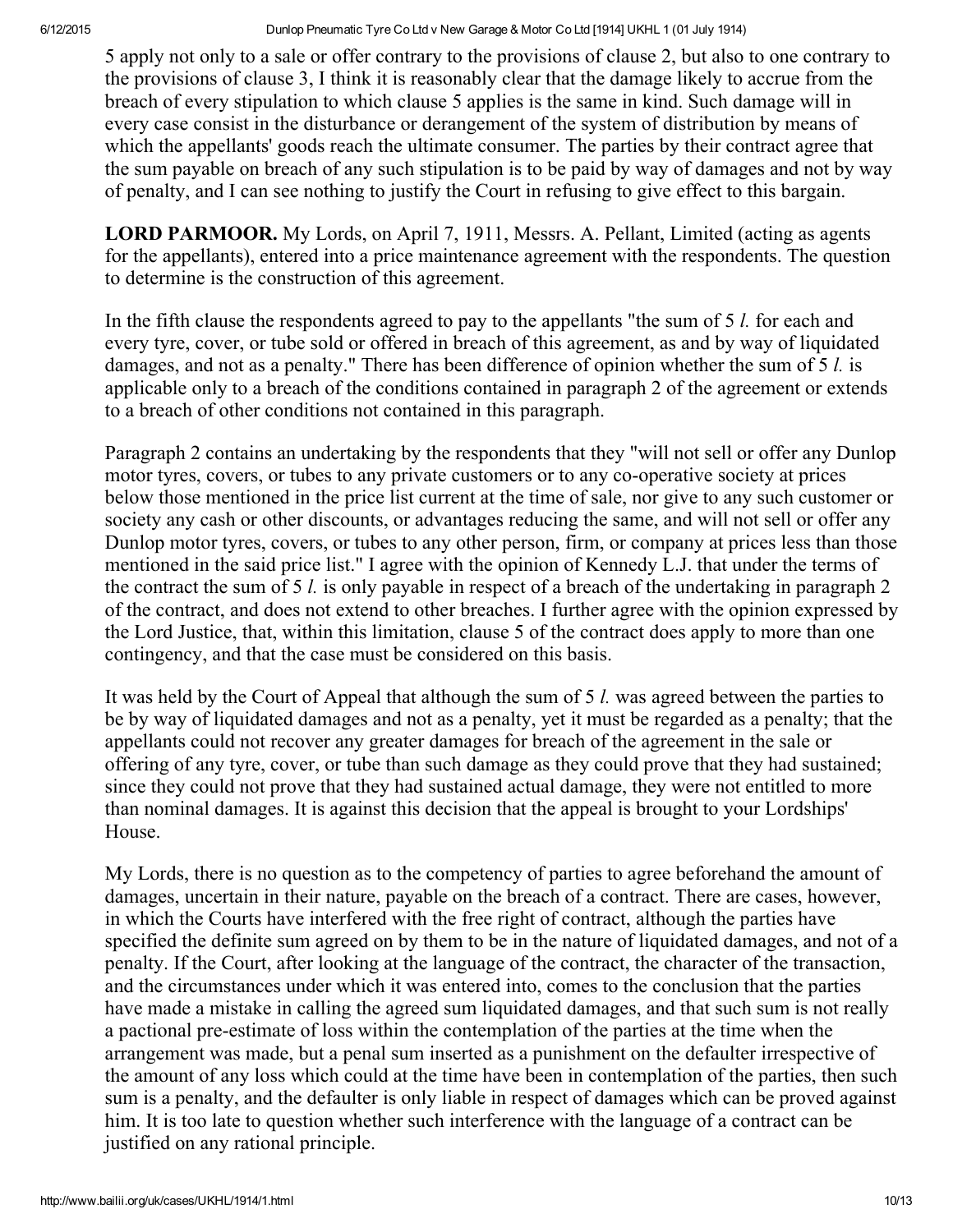5 apply not only to a sale or offer contrary to the provisions of clause 2, but also to one contrary to the provisions of clause 3, I think it is reasonably clear that the damage likely to accrue from the breach of every stipulation to which clause 5 applies is the same in kind. Such damage will in every case consist in the disturbance or derangement of the system of distribution by means of which the appellants' goods reach the ultimate consumer. The parties by their contract agree that the sum payable on breach of any such stipulation is to be paid by way of damages and not by way of penalty, and I can see nothing to justify the Court in refusing to give effect to this bargain.

**LORD PARMOOR.** My Lords, on April 7, 1911, Messrs. A. Pellant, Limited (acting as agents for the appellants), entered into a price maintenance agreement with the respondents. The question to determine is the construction of this agreement.

In the fifth clause the respondents agreed to pay to the appellants "the sum of 5 *l.* for each and every tyre, cover, or tube sold or offered in breach of this agreement, as and by way of liquidated damages, and not as a penalty." There has been difference of opinion whether the sum of 5 *l.* is applicable only to a breach of the conditions contained in paragraph 2 of the agreement or extends to a breach of other conditions not contained in this paragraph.

Paragraph 2 contains an undertaking by the respondents that they "will not sell or offer any Dunlop motor tyres, covers, or tubes to any private customers or to any co-operative society at prices below those mentioned in the price list current at the time of sale, nor give to any such customer or society any cash or other discounts, or advantages reducing the same, and will not sell or offer any Dunlop motor tyres, covers, or tubes to any other person, firm, or company at prices less than those mentioned in the said price list." I agree with the opinion of Kennedy L.J. that under the terms of the contract the sum of 5 *l.* is only payable in respect of a breach of the undertaking in paragraph 2 of the contract, and does not extend to other breaches. I further agree with the opinion expressed by the Lord Justice, that, within this limitation, clause 5 of the contract does apply to more than one contingency, and that the case must be considered on this basis.

It was held by the Court of Appeal that although the sum of 5 *l.* was agreed between the parties to be by way of liquidated damages and not as a penalty, yet it must be regarded as a penalty; that the appellants could not recover any greater damages for breach of the agreement in the sale or offering of any tyre, cover, or tube than such damage as they could prove that they had sustained; since they could not prove that they had sustained actual damage, they were not entitled to more than nominal damages. It is against this decision that the appeal is brought to your Lordships' House.

My Lords, there is no question as to the competency of parties to agree beforehand the amount of damages, uncertain in their nature, payable on the breach of a contract. There are cases, however, in which the Courts have interfered with the free right of contract, although the parties have specified the definite sum agreed on by them to be in the nature of liquidated damages, and not of a penalty. If the Court, after looking at the language of the contract, the character of the transaction, and the circumstances under which it was entered into, comes to the conclusion that the parties have made a mistake in calling the agreed sum liquidated damages, and that such sum is not really a pactional pre-estimate of loss within the contemplation of the parties at the time when the arrangement was made, but a penal sum inserted as a punishment on the defaulter irrespective of the amount of any loss which could at the time have been in contemplation of the parties, then such sum is a penalty, and the defaulter is only liable in respect of damages which can be proved against him. It is too late to question whether such interference with the language of a contract can be justified on any rational principle.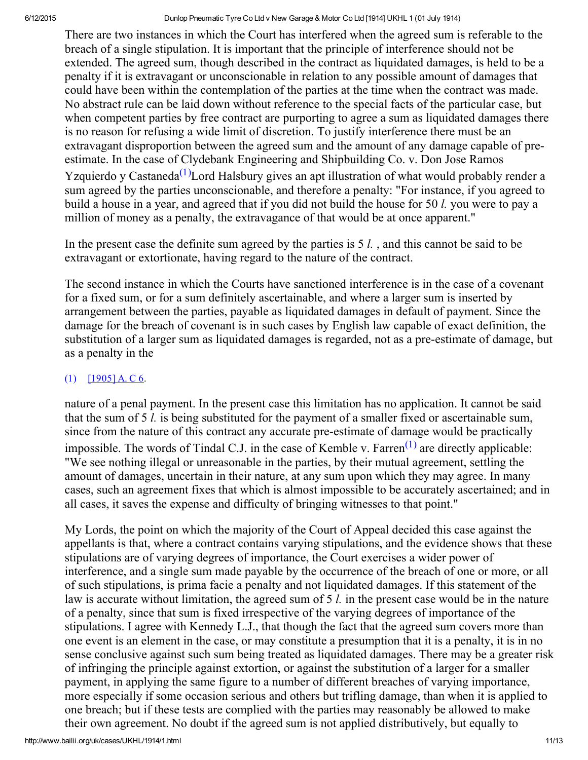There are two instances in which the Court has interfered when the agreed sum is referable to the breach of a single stipulation. It is important that the principle of interference should not be extended. The agreed sum, though described in the contract as liquidated damages, is held to be a penalty if it is extravagant or unconscionable in relation to any possible amount of damages that could have been within the contemplation of the parties at the time when the contract was made. No abstract rule can be laid down without reference to the special facts of the particular case, but when competent parties by free contract are purporting to agree a sum as liquidated damages there is no reason for refusing a wide limit of discretion. To justify interference there must be an extravagant disproportion between the agreed sum and the amount of any damage capable of pre-estimate. In the case of Clydebank Engineering and Shipbuilding Co. v. Don Jose Ramos Yzquierdo y Castaneda[(1)] Lord Halsbury gives an apt illustration of what would probably render a sum agreed by the parties unconscionable, and therefore a penalty: "For instance, if you agreed to build a house in a year, and agreed that if you did not build the house for 50 *l.* you were to pay a million of money as a penalty, the extravagance of that would be at once apparent."

In the present case the definite sum agreed by the parties is 5 *l.* , and this cannot be said to be extravagant or extortionate, having regard to the nature of the contract.

The second instance in which the Courts have sanctioned interference is in the case of a covenant for a fixed sum, or for a sum definitely ascertainable, and where a larger sum is inserted by arrangement between the parties, payable as liquidated damages in default of payment. Since the damage for the breach of covenant is in such cases by English law capable of exact definition, the substitution of a larger sum as liquidated damages is regarded, not as a pre-estimate of damage, but as a penalty in the

(1) [1905] A. C 6.

nature of a penal payment. In the present case this limitation has no application. It cannot be said that the sum of 5 *l.* is being substituted for the payment of a smaller fixed or ascertainable sum, since from the nature of this contract any accurate pre-estimate of damage would be practically impossible. The words of Tindal C.J. in the case of Kemble v. Farren[(1)] are directly applicable: "We see nothing illegal or unreasonable in the parties, by their mutual agreement, settling the amount of damages, uncertain in their nature, at any sum upon which they may agree. In many cases, such an agreement fixes that which is almost impossible to be accurately ascertained; and in all cases, it saves the expense and difficulty of bringing witnesses to that point."

My Lords, the point on which the majority of the Court of Appeal decided this case against the appellants is that, where a contract contains varying stipulations, and the evidence shows that these stipulations are of varying degrees of importance, the Court exercises a wider power of interference, and a single sum made payable by the occurrence of the breach of one or more, or all of such stipulations, is prima facie a penalty and not liquidated damages. If this statement of the law is accurate without limitation, the agreed sum of 5 *l.* in the present case would be in the nature of a penalty, since that sum is fixed irrespective of the varying degrees of importance of the stipulations. I agree with Kennedy L.J., that though the fact that the agreed sum covers more than one event is an element in the case, or may constitute a presumption that it is a penalty, it is in no sense conclusive against such sum being treated as liquidated damages. There may be a greater risk of infringing the principle against extortion, or against the substitution of a larger for a smaller payment, in applying the same figure to a number of different breaches of varying importance, more especially if some occasion serious and others but trifling damage, than when it is applied to one breach; but if these tests are complied with the parties may reasonably be allowed to make their own agreement. No doubt if the agreed sum is not applied distributively, but equally to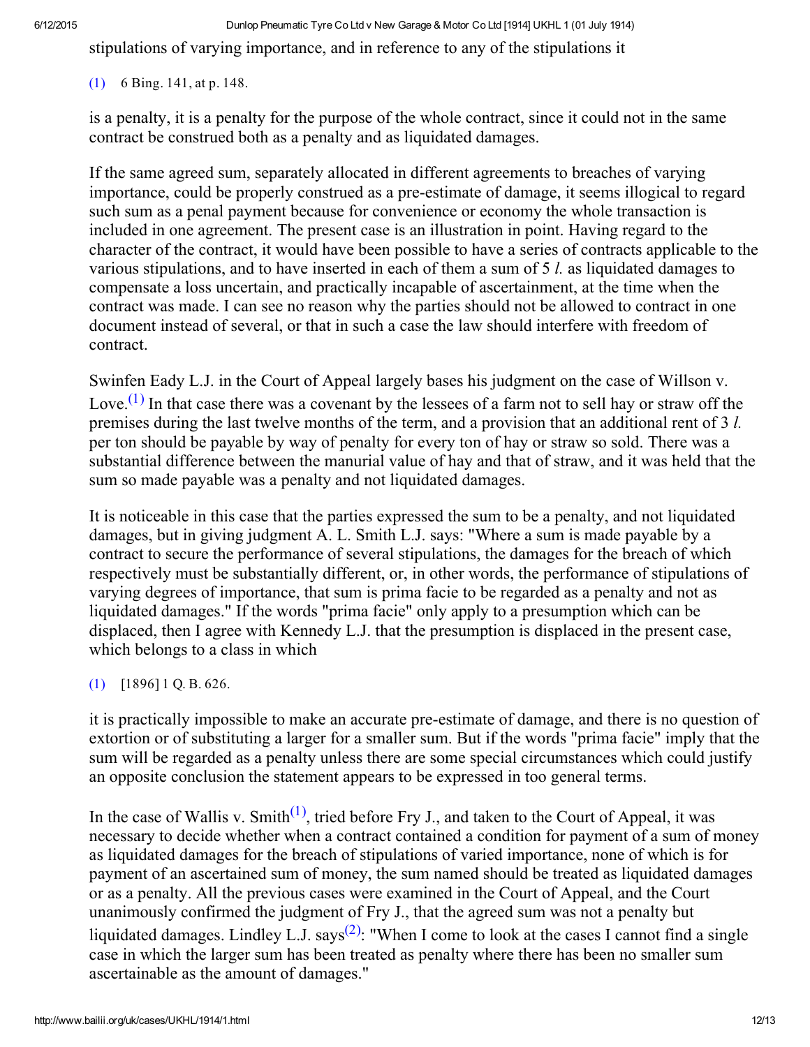stipulations of varying importance, and in reference to any of the stipulations it

(1) 6 Bing. 141, at p. 148.

is a penalty, it is a penalty for the purpose of the whole contract, since it could not in the same contract be construed both as a penalty and as liquidated damages.

If the same agreed sum, separately allocated in different agreements to breaches of varying importance, could be properly construed as a pre-estimate of damage, it seems illogical to regard such sum as a penal payment because for convenience or economy the whole transaction is included in one agreement. The present case is an illustration in point. Having regard to the character of the contract, it would have been possible to have a series of contracts applicable to the various stipulations, and to have inserted in each of them a sum of 5 *l.* as liquidated damages to compensate a loss uncertain, and practically incapable of ascertainment, at the time when the contract was made. I can see no reason why the parties should not be allowed to contract in one document instead of several, or that in such a case the law should interfere with freedom of contract.

Swinfen Eady L.J. in the Court of Appeal largely bases his judgment on the case of Willson v. Love.[1] In that case there was a covenant by the lessees of a farm not to sell hay or straw off the premises during the last twelve months of the term, and a provision that an additional rent of 3 *l.* per ton should be payable by way of penalty for every ton of hay or straw so sold. There was a substantial difference between the manurial value of hay and that of straw, and it was held that the sum so made payable was a penalty and not liquidated damages.

It is noticeable in this case that the parties expressed the sum to be a penalty, and not liquidated damages, but in giving judgment A. L. Smith L.J. says: "Where a sum is made payable by a contract to secure the performance of several stipulations, the damages for the breach of which respectively must be substantially different, or, in other words, the performance of stipulations of varying degrees of importance, that sum is prima facie to be regarded as a penalty and not as liquidated damages." If the words "prima facie" only apply to a presumption which can be displaced, then I agree with Kennedy L.J. that the presumption is displaced in the present case, which belongs to a class in which

(1) [1896] 1 Q. B. 626.

it is practically impossible to make an accurate pre-estimate of damage, and there is no question of extortion or of substituting a larger for a smaller sum. But if the words "prima facie" imply that the sum will be regarded as a penalty unless there are some special circumstances which could justify an opposite conclusion the statement appears to be expressed in too general terms.

In the case of Wallis v. Smith[1], tried before Fry J., and taken to the Court of Appeal, it was necessary to decide whether when a contract contained a condition for payment of a sum of money as liquidated damages for the breach of stipulations of varied importance, none of which is for payment of an ascertained sum of money, the sum named should be treated as liquidated damages or as a penalty. All the previous cases were examined in the Court of Appeal, and the Court unanimously confirmed the judgment of Fry J., that the agreed sum was not a penalty but liquidated damages. Lindley L.J. says[2]: "When I come to look at the cases I cannot find a single case in which the larger sum has been treated as penalty where there has been no smaller sum ascertainable as the amount of damages."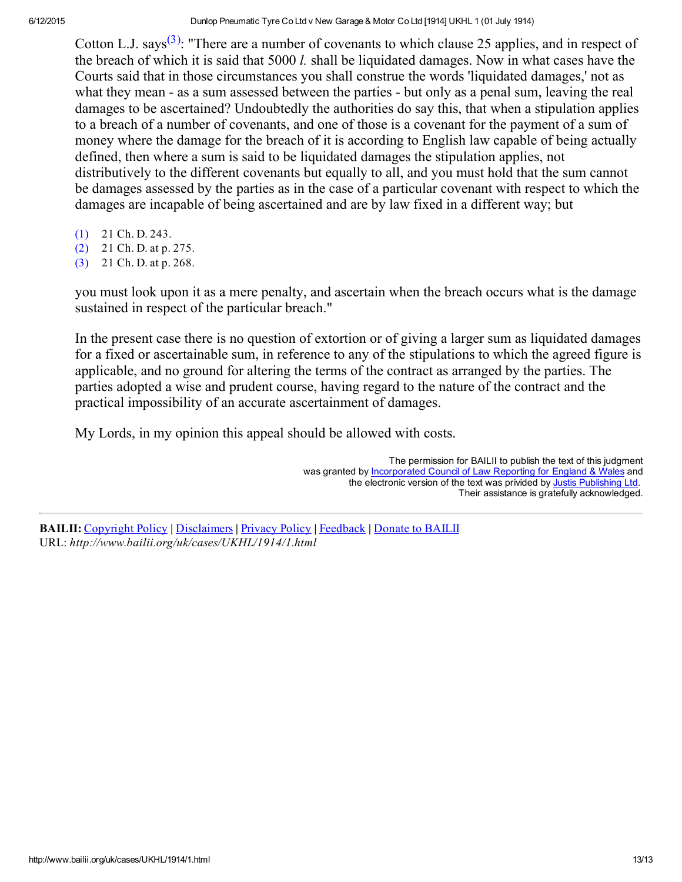Cotton L.J. says[3]: "There are a number of covenants to which clause 25 applies, and in respect of the breach of which it is said that 5000 *l.* shall be liquidated damages. Now in what cases have the Courts said that in those circumstances you shall construe the words 'liquidated damages,' not as what they mean - as a sum assessed between the parties - but only as a penal sum, leaving the real damages to be ascertained? Undoubtedly the authorities do say this, that when a stipulation applies to a breach of a number of covenants, and one of those is a covenant for the payment of a sum of money where the damage for the breach of it is according to English law capable of being actually defined, then where a sum is said to be liquidated damages the stipulation applies, not distributively to the different covenants but equally to all, and you must hold that the sum cannot be damages assessed by the parties as in the case of a particular covenant with respect to which the damages are incapable of being ascertained and are by law fixed in a different way; but you must look upon it as a mere penalty, and ascertain when the breach occurs what is the damage sustained in respect of the particular breach."

(1) 21 Ch. D. 243.
(2) 21 Ch. D. at p. 275.
(3) 21 Ch. D. at p. 268.

In the present case there is no question of extortion or of giving a larger sum as liquidated damages for a fixed or ascertainable sum, in reference to any of the stipulations to which the agreed figure is applicable, and no ground for altering the terms of the contract as arranged by the parties. The parties adopted a wise and prudent course, having regard to the nature of the contract and the practical impossibility of an accurate ascertainment of damages.

My Lords, in my opinion this appeal should be allowed with costs.

The permission for BAILII to publish the text of this judgment was granted by Incorporated Council of Law Reporting for England & Wales and the electronic version of the text was privided by Justis Publishing Ltd. Their assistance is gratefully acknowledged.

**BAILII:** Copyright Policy | Disclaimers | Privacy Policy | Feedback | Donate to BAILII
URL: *http://www.bailii.org/uk/cases/UKHL/1914/1.html*